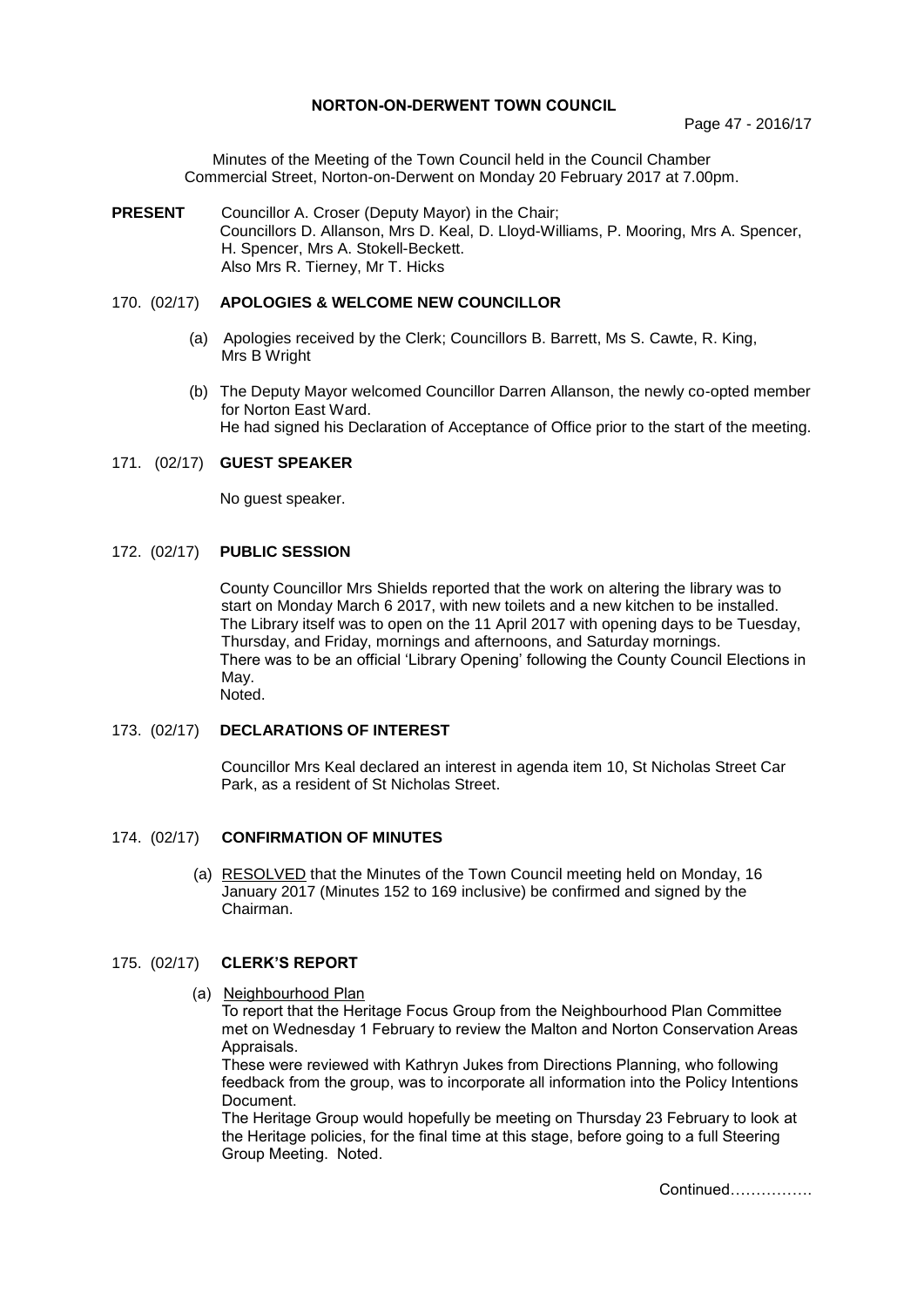# NORTON-ON-DERWENT TOWN COUNCIL

Minutes of the Meeting of the Town Council held in the Council Chamber Commercial Street, Norton-on-Derwent on Monday 20 February 2017 at 7.00pm.

**PRESENT** Councillor A. Croser (Deputy Mayor) in the Chair; Councillors D. Allanson, Mrs D. Keal, D. Lloyd-Williams, P. Mooring, Mrs A. Spencer, H. Spencer, Mrs A. Stokell-Beckett. Also Mrs R. Tierney, Mr T. Hicks

## 170. (02/17) APOLOGIES & WELCOME NEW COUNCILLOR

(a) Apologies received by the Clerk; Councillors B. Barrett, Ms S. Cawte, R. King, Mrs B Wright

(b) The Deputy Mayor welcomed Councillor Darren Allanson, the newly co-opted member for Norton East Ward. He had signed his Declaration of Acceptance of Office prior to the start of the meeting.

## 171. (02/17) GUEST SPEAKER

No guest speaker.

## 172. (02/17) PUBLIC SESSION

County Councillor Mrs Shields reported that the work on altering the library was to start on Monday March 6 2017, with new toilets and a new kitchen to be installed. The Library itself was to open on the 11 April 2017 with opening days to be Tuesday, Thursday, and Friday, mornings and afternoons, and Saturday mornings. There was to be an official 'Library Opening' following the County Council Elections in May. Noted.

## 173. (02/17) DECLARATIONS OF INTEREST

Councillor Mrs Keal declared an interest in agenda item 10, St Nicholas Street Car Park, as a resident of St Nicholas Street.

## 174. (02/17) CONFIRMATION OF MINUTES

(a) RESOLVED that the Minutes of the Town Council meeting held on Monday, 16 January 2017 (Minutes 152 to 169 inclusive) be confirmed and signed by the Chairman.

## 175. (02/17) CLERK'S REPORT

(a) Neighbourhood Plan

To report that the Heritage Focus Group from the Neighbourhood Plan Committee met on Wednesday 1 February to review the Malton and Norton Conservation Areas Appraisals.

These were reviewed with Kathryn Jukes from Directions Planning, who following feedback from the group, was to incorporate all information into the Policy Intentions Document.

The Heritage Group would hopefully be meeting on Thursday 23 February to look at the Heritage policies, for the final time at this stage, before going to a full Steering Group Meeting. Noted.

Continued…………….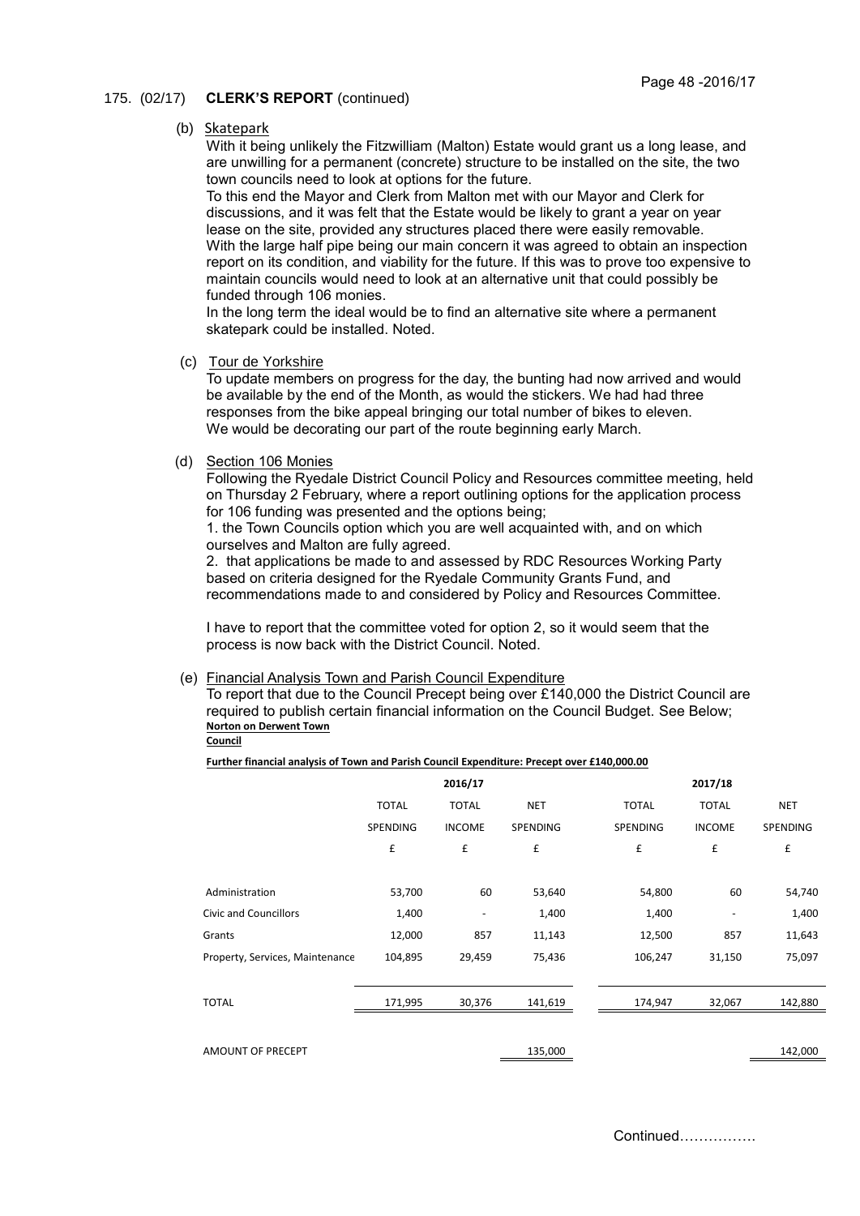175. (02/17) **CLERK'S REPORT** (continued)

(b) Skatepark

With it being unlikely the Fitzwilliam (Malton) Estate would grant us a long lease, and are unwilling for a permanent (concrete) structure to be installed on the site, the two town councils need to look at options for the future.

To this end the Mayor and Clerk from Malton met with our Mayor and Clerk for discussions, and it was felt that the Estate would be likely to grant a year on year lease on the site, provided any structures placed there were easily removable.

With the large half pipe being our main concern it was agreed to obtain an inspection report on its condition, and viability for the future. If this was to prove too expensive to maintain councils would need to look at an alternative unit that could possibly be funded through 106 monies.

In the long term the ideal would be to find an alternative site where a permanent skatepark could be installed. Noted.

(c) Tour de Yorkshire

To update members on progress for the day, the bunting had now arrived and would be available by the end of the Month, as would the stickers. We had had three responses from the bike appeal bringing our total number of bikes to eleven.
We would be decorating our part of the route beginning early March.

(d) Section 106 Monies

Following the Ryedale District Council Policy and Resources committee meeting, held on Thursday 2 February, where a report outlining options for the application process for 106 funding was presented and the options being;

1. the Town Councils option which you are well acquainted with, and on which ourselves and Malton are fully agreed.
2. that applications be made to and assessed by RDC Resources Working Party based on criteria designed for the Ryedale Community Grants Fund, and recommendations made to and considered by Policy and Resources Committee.

I have to report that the committee voted for option 2, so it would seem that the process is now back with the District Council. Noted.

(e) Financial Analysis Town and Parish Council Expenditure

To report that due to the Council Precept being over £140,000 the District Council are required to publish certain financial information on the Council Budget. See Below;

**Norton on Derwent Town Council**

**Further financial analysis of Town and Parish Council Expenditure: Precept over £140,000.00**

| | 2016/17 | | | 2017/18 | | |
|---|---|---|---|---|---|---|
| | TOTAL SPENDING £ | TOTAL INCOME £ | NET SPENDING £ | TOTAL SPENDING £ | TOTAL INCOME £ | NET SPENDING £ |
| Administration | 53,700 | 60 | 53,640 | 54,800 | 60 | 54,740 |
| Civic and Councillors | 1,400 | - | 1,400 | 1,400 | - | 1,400 |
| Grants | 12,000 | 857 | 11,143 | 12,500 | 857 | 11,643 |
| Property, Services, Maintenance | 104,895 | 29,459 | 75,436 | 106,247 | 31,150 | 75,097 |
| TOTAL | 171,995 | 30,376 | 141,619 | 174,947 | 32,067 | 142,880 |
| AMOUNT OF PRECEPT | | | 135,000 | | | 142,000 |

Continued…………….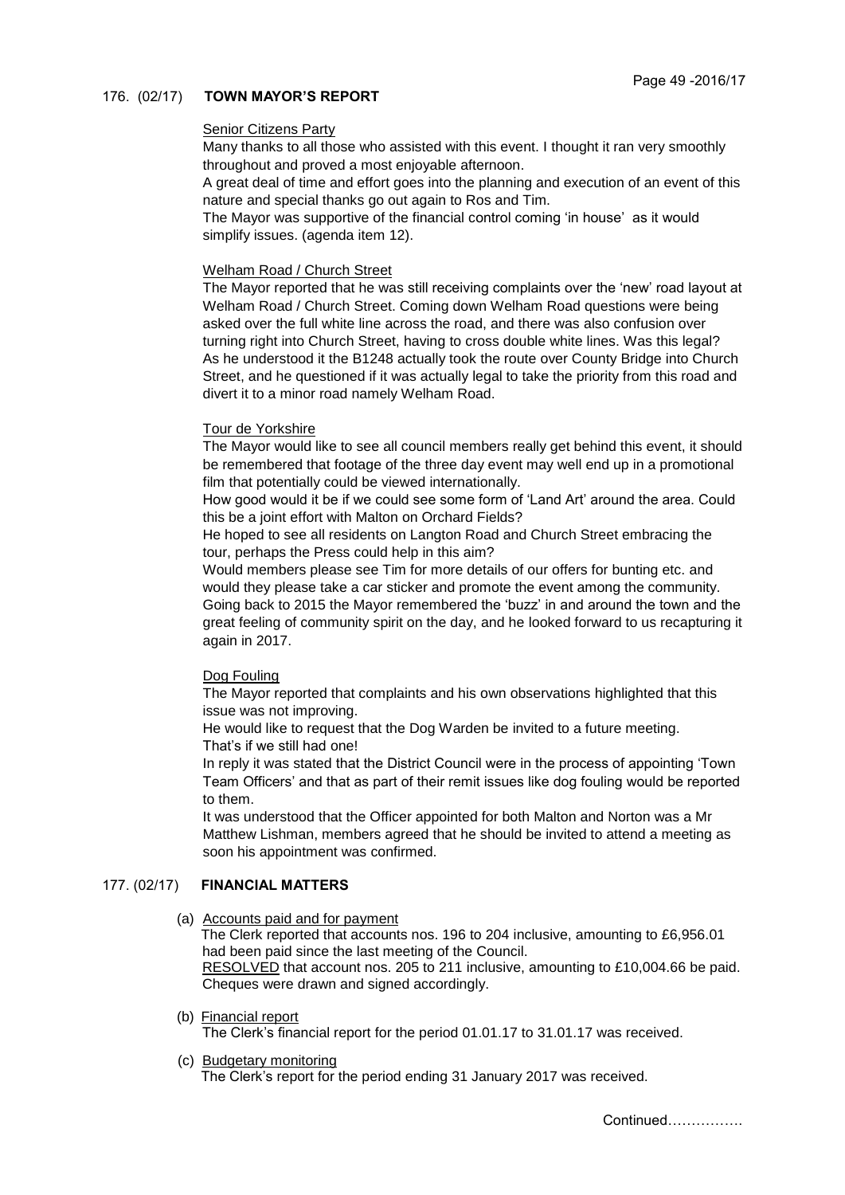## 176. (02/17) TOWN MAYOR'S REPORT

Senior Citizens Party

Many thanks to all those who assisted with this event. I thought it ran very smoothly throughout and proved a most enjoyable afternoon.

A great deal of time and effort goes into the planning and execution of an event of this nature and special thanks go out again to Ros and Tim.

The Mayor was supportive of the financial control coming 'in house' as it would simplify issues. (agenda item 12).

Welham Road / Church Street

The Mayor reported that he was still receiving complaints over the 'new' road layout at Welham Road / Church Street. Coming down Welham Road questions were being asked over the full white line across the road, and there was also confusion over turning right into Church Street, having to cross double white lines. Was this legal? As he understood it the B1248 actually took the route over County Bridge into Church Street, and he questioned if it was actually legal to take the priority from this road and divert it to a minor road namely Welham Road.

Tour de Yorkshire

The Mayor would like to see all council members really get behind this event, it should be remembered that footage of the three day event may well end up in a promotional film that potentially could be viewed internationally.

How good would it be if we could see some form of 'Land Art' around the area. Could this be a joint effort with Malton on Orchard Fields?

He hoped to see all residents on Langton Road and Church Street embracing the tour, perhaps the Press could help in this aim?

Would members please see Tim for more details of our offers for bunting etc. and would they please take a car sticker and promote the event among the community. Going back to 2015 the Mayor remembered the 'buzz' in and around the town and the great feeling of community spirit on the day, and he looked forward to us recapturing it again in 2017.

Dog Fouling

The Mayor reported that complaints and his own observations highlighted that this issue was not improving.

He would like to request that the Dog Warden be invited to a future meeting. That's if we still had one!

In reply it was stated that the District Council were in the process of appointing 'Town Team Officers' and that as part of their remit issues like dog fouling would be reported to them.

It was understood that the Officer appointed for both Malton and Norton was a Mr Matthew Lishman, members agreed that he should be invited to attend a meeting as soon his appointment was confirmed.

## 177. (02/17) FINANCIAL MATTERS

(a) Accounts paid and for payment

The Clerk reported that accounts nos. 196 to 204 inclusive, amounting to £6,956.01 had been paid since the last meeting of the Council.

RESOLVED that account nos. 205 to 211 inclusive, amounting to £10,004.66 be paid. Cheques were drawn and signed accordingly.

(b) Financial report

The Clerk's financial report for the period 01.01.17 to 31.01.17 was received.

(c) Budgetary monitoring

The Clerk's report for the period ending 31 January 2017 was received.

Continued…………….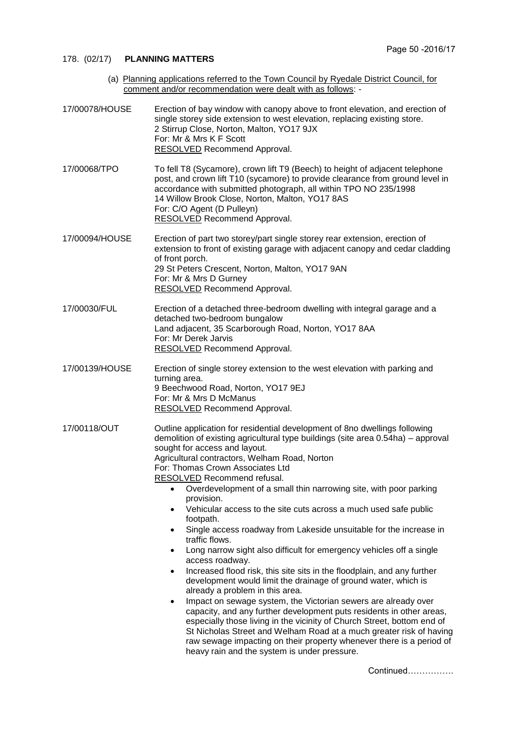## 178. (02/17) **PLANNING MATTERS**

(a) Planning applications referred to the Town Council by Ryedale District Council, for comment and/or recommendation were dealt with as follows: -

**17/00078/HOUSE**
Erection of bay window with canopy above to front elevation, and erection of single storey side extension to west elevation, replacing existing store.
2 Stirrup Close, Norton, Malton, YO17 9JX
For: Mr & Mrs K F Scott
RESOLVED Recommend Approval.

**17/00068/TPO**
To fell T8 (Sycamore), crown lift T9 (Beech) to height of adjacent telephone post, and crown lift T10 (sycamore) to provide clearance from ground level in accordance with submitted photograph, all within TPO NO 235/1998
14 Willow Brook Close, Norton, Malton, YO17 8AS
For: C/O Agent (D Pulleyn)
RESOLVED Recommend Approval.

**17/00094/HOUSE**
Erection of part two storey/part single storey rear extension, erection of extension to front of existing garage with adjacent canopy and cedar cladding of front porch.
29 St Peters Crescent, Norton, Malton, YO17 9AN
For: Mr & Mrs D Gurney
RESOLVED Recommend Approval.

**17/00030/FUL**
Erection of a detached three-bedroom dwelling with integral garage and a detached two-bedroom bungalow
Land adjacent, 35 Scarborough Road, Norton, YO17 8AA
For: Mr Derek Jarvis
RESOLVED Recommend Approval.

**17/00139/HOUSE**
Erection of single storey extension to the west elevation with parking and turning area.
9 Beechwood Road, Norton, YO17 9EJ
For: Mr & Mrs D McManus
RESOLVED Recommend Approval.

**17/00118/OUT**
Outline application for residential development of 8no dwellings following demolition of existing agricultural type buildings (site area 0.54ha) – approval sought for access and layout.
Agricultural contractors, Welham Road, Norton
For: Thomas Crown Associates Ltd
RESOLVED Recommend refusal.

- Overdevelopment of a small thin narrowing site, with poor parking provision.
- Vehicular access to the site cuts across a much used safe public footpath.
- Single access roadway from Lakeside unsuitable for the increase in traffic flows.
- Long narrow sight also difficult for emergency vehicles off a single access roadway.
- Increased flood risk, this site sits in the floodplain, and any further development would limit the drainage of ground water, which is already a problem in this area.
- Impact on sewage system, the Victorian sewers are already over capacity, and any further development puts residents in other areas, especially those living in the vicinity of Church Street, bottom end of St Nicholas Street and Welham Road at a much greater risk of having raw sewage impacting on their property whenever there is a period of heavy rain and the system is under pressure.

Continued…………….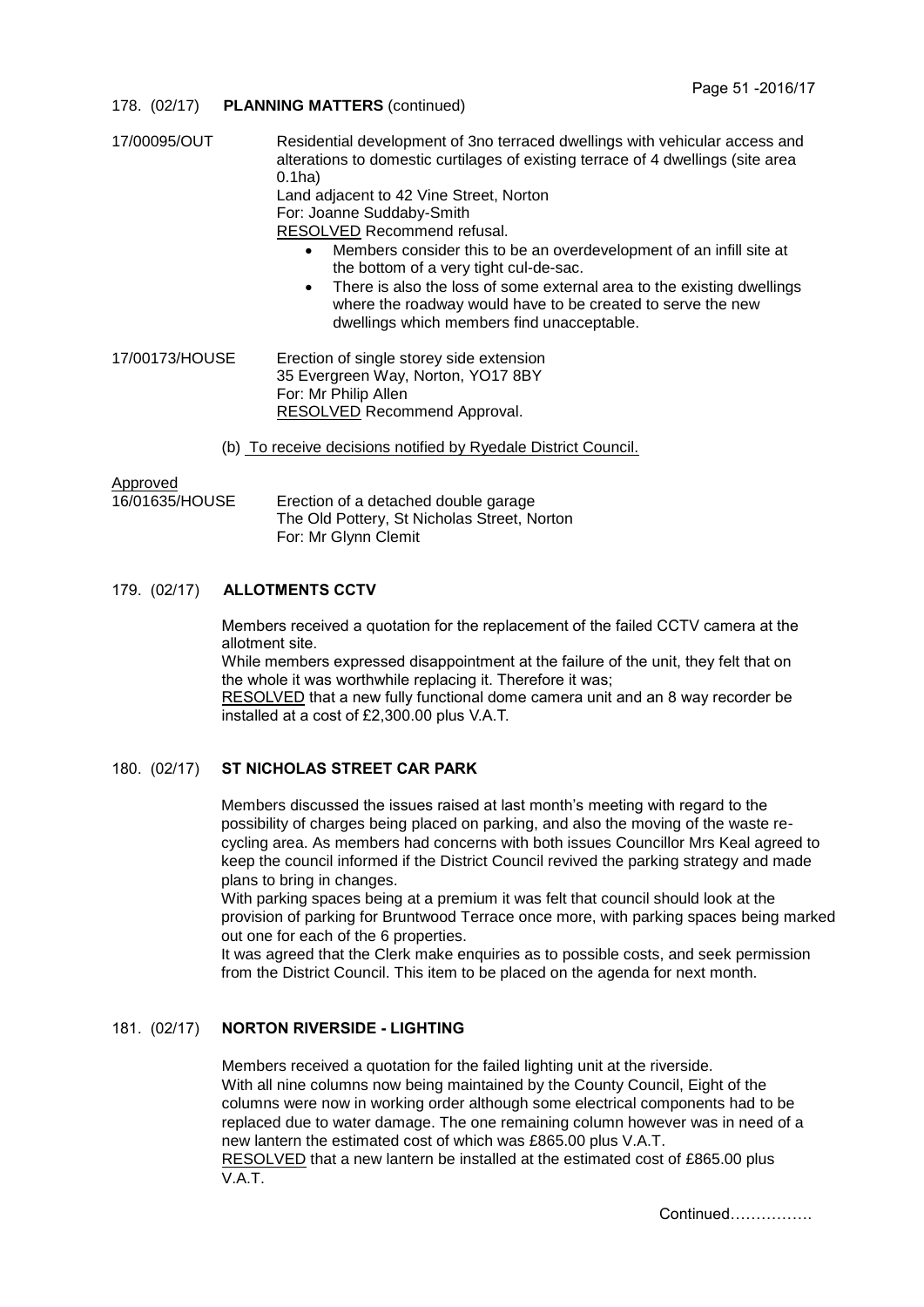178. (02/17) **PLANNING MATTERS** (continued)

17/00095/OUT

Residential development of 3no terraced dwellings with vehicular access and alterations to domestic curtilages of existing terrace of 4 dwellings (site area 0.1ha)
Land adjacent to 42 Vine Street, Norton
For: Joanne Suddaby-Smith
RESOLVED Recommend refusal.

- Members consider this to be an overdevelopment of an infill site at the bottom of a very tight cul-de-sac.
- There is also the loss of some external area to the existing dwellings where the roadway would have to be created to serve the new dwellings which members find unacceptable.

17/00173/HOUSE

Erection of single storey side extension
35 Evergreen Way, Norton, YO17 8BY
For: Mr Philip Allen
RESOLVED Recommend Approval.

(b) To receive decisions notified by Ryedale District Council.

Approved

16/01635/HOUSE

Erection of a detached double garage
The Old Pottery, St Nicholas Street, Norton
For: Mr Glynn Clemit

179. (02/17) **ALLOTMENTS CCTV**

Members received a quotation for the replacement of the failed CCTV camera at the allotment site.
While members expressed disappointment at the failure of the unit, they felt that on the whole it was worthwhile replacing it. Therefore it was;
RESOLVED that a new fully functional dome camera unit and an 8 way recorder be installed at a cost of £2,300.00 plus V.A.T.

180. (02/17) **ST NICHOLAS STREET CAR PARK**

Members discussed the issues raised at last month's meeting with regard to the possibility of charges being placed on parking, and also the moving of the waste re-cycling area. As members had concerns with both issues Councillor Mrs Keal agreed to keep the council informed if the District Council revived the parking strategy and made plans to bring in changes.
With parking spaces being at a premium it was felt that council should look at the provision of parking for Bruntwood Terrace once more, with parking spaces being marked out one for each of the 6 properties.
It was agreed that the Clerk make enquiries as to possible costs, and seek permission from the District Council. This item to be placed on the agenda for next month.

181. (02/17) **NORTON RIVERSIDE - LIGHTING**

Members received a quotation for the failed lighting unit at the riverside.
With all nine columns now being maintained by the County Council, Eight of the columns were now in working order although some electrical components had to be replaced due to water damage. The one remaining column however was in need of a new lantern the estimated cost of which was £865.00 plus V.A.T.
RESOLVED that a new lantern be installed at the estimated cost of £865.00 plus V.A.T.

Continued…………….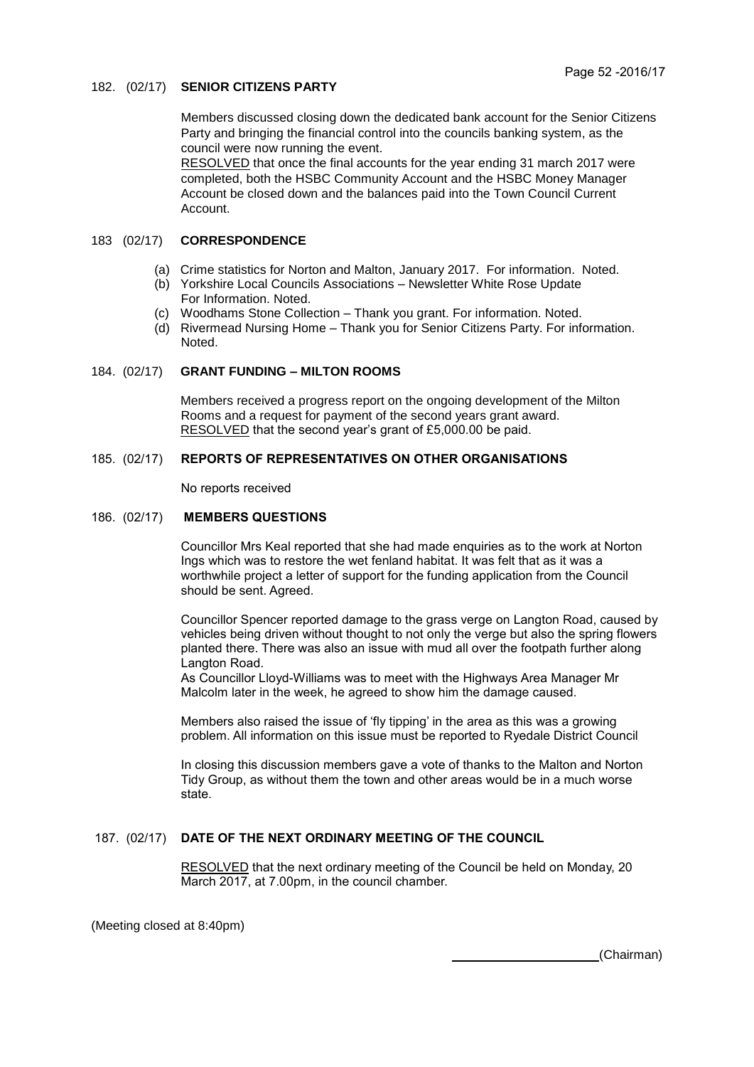### 182. (02/17) SENIOR CITIZENS PARTY

Members discussed closing down the dedicated bank account for the Senior Citizens Party and bringing the financial control into the councils banking system, as the council were now running the event.

RESOLVED that once the final accounts for the year ending 31 march 2017 were completed, both the HSBC Community Account and the HSBC Money Manager Account be closed down and the balances paid into the Town Council Current Account.

### 183 (02/17) CORRESPONDENCE

(a) Crime statistics for Norton and Malton, January 2017. For information. Noted.
(b) Yorkshire Local Councils Associations – Newsletter White Rose Update For Information. Noted.
(c) Woodhams Stone Collection – Thank you grant. For information. Noted.
(d) Rivermead Nursing Home – Thank you for Senior Citizens Party. For information. Noted.

### 184. (02/17) GRANT FUNDING – MILTON ROOMS

Members received a progress report on the ongoing development of the Milton Rooms and a request for payment of the second years grant award.

RESOLVED that the second year's grant of £5,000.00 be paid.

### 185. (02/17) REPORTS OF REPRESENTATIVES ON OTHER ORGANISATIONS

No reports received

### 186. (02/17) MEMBERS QUESTIONS

Councillor Mrs Keal reported that she had made enquiries as to the work at Norton Ings which was to restore the wet fenland habitat. It was felt that as it was a worthwhile project a letter of support for the funding application from the Council should be sent. Agreed.

Councillor Spencer reported damage to the grass verge on Langton Road, caused by vehicles being driven without thought to not only the verge but also the spring flowers planted there. There was also an issue with mud all over the footpath further along Langton Road.

As Councillor Lloyd-Williams was to meet with the Highways Area Manager Mr Malcolm later in the week, he agreed to show him the damage caused.

Members also raised the issue of 'fly tipping' in the area as this was a growing problem. All information on this issue must be reported to Ryedale District Council

In closing this discussion members gave a vote of thanks to the Malton and Norton Tidy Group, as without them the town and other areas would be in a much worse state.

### 187. (02/17) DATE OF THE NEXT ORDINARY MEETING OF THE COUNCIL

RESOLVED that the next ordinary meeting of the Council be held on Monday, 20 March 2017, at 7.00pm, in the council chamber.

(Meeting closed at 8:40pm)

\_\_\_\_\_\_\_\_\_\_\_\_\_\_\_\_\_\_\_\_(Chairman)